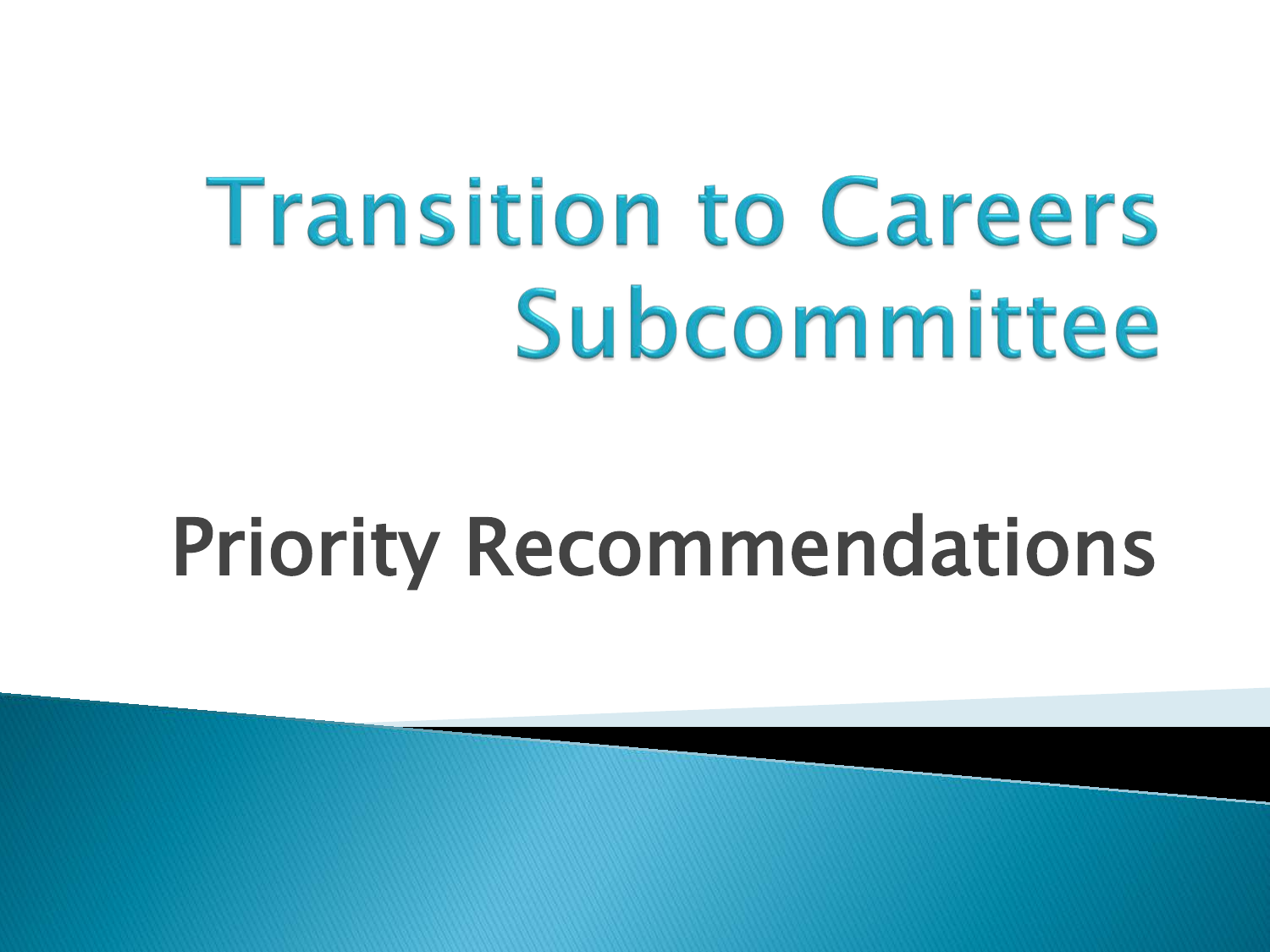# Transition to Careers Subcommittee

## Priority Recommendations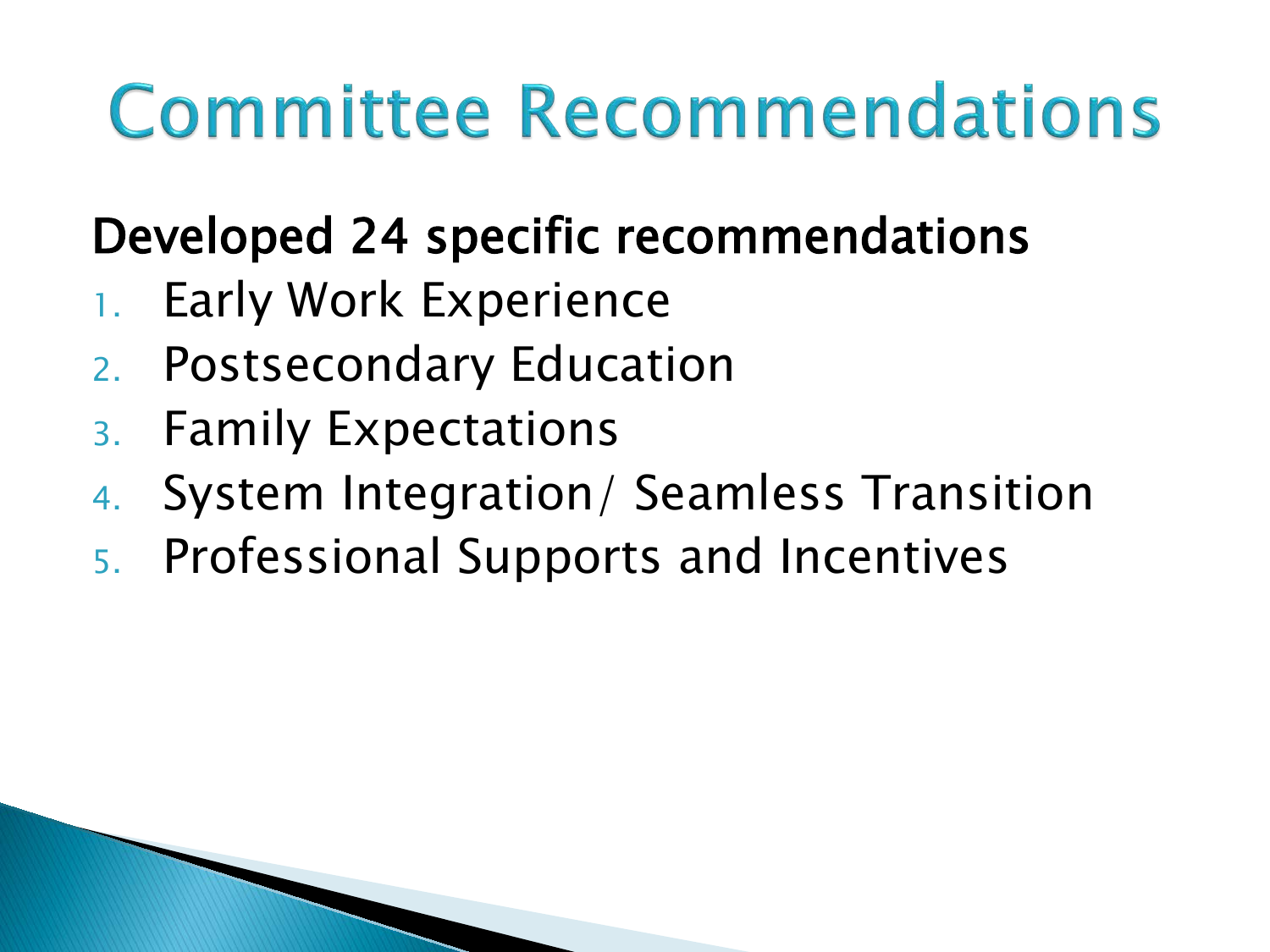# Committee Recommendations

**Developed 24 specific recommendations**

1. Early Work Experience
2. Postsecondary Education
3. Family Expectations
4. System Integration/ Seamless Transition
5. Professional Supports and Incentives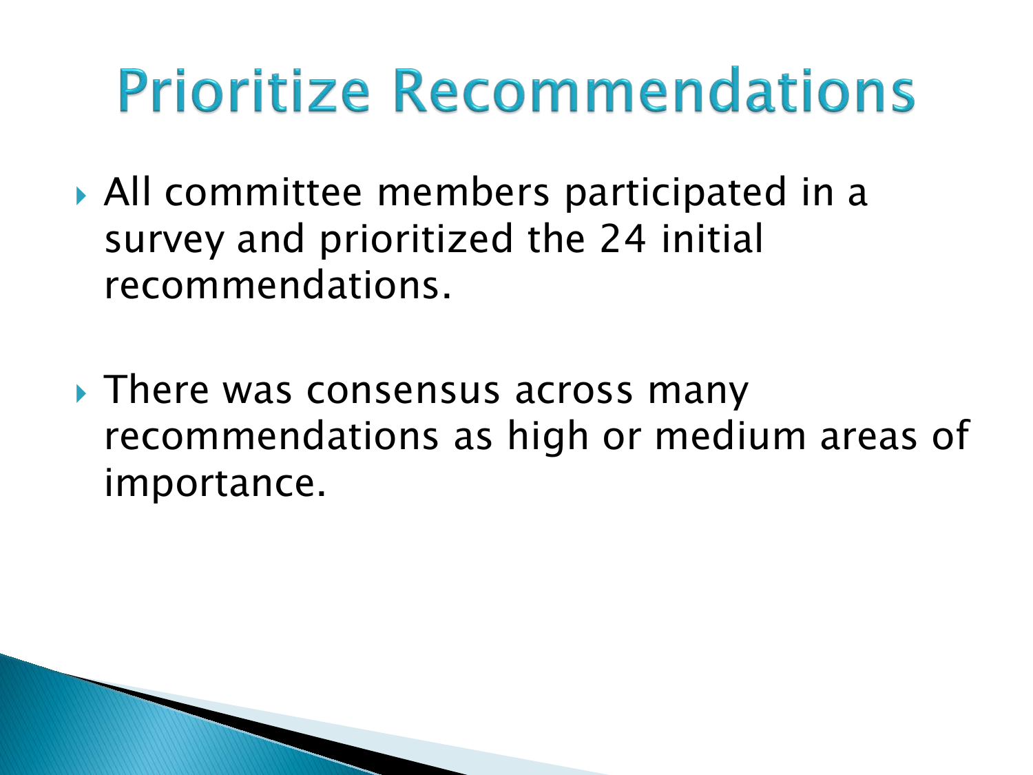# Prioritize Recommendations

- All committee members participated in a survey and prioritized the 24 initial recommendations.
- There was consensus across many recommendations as high or medium areas of importance.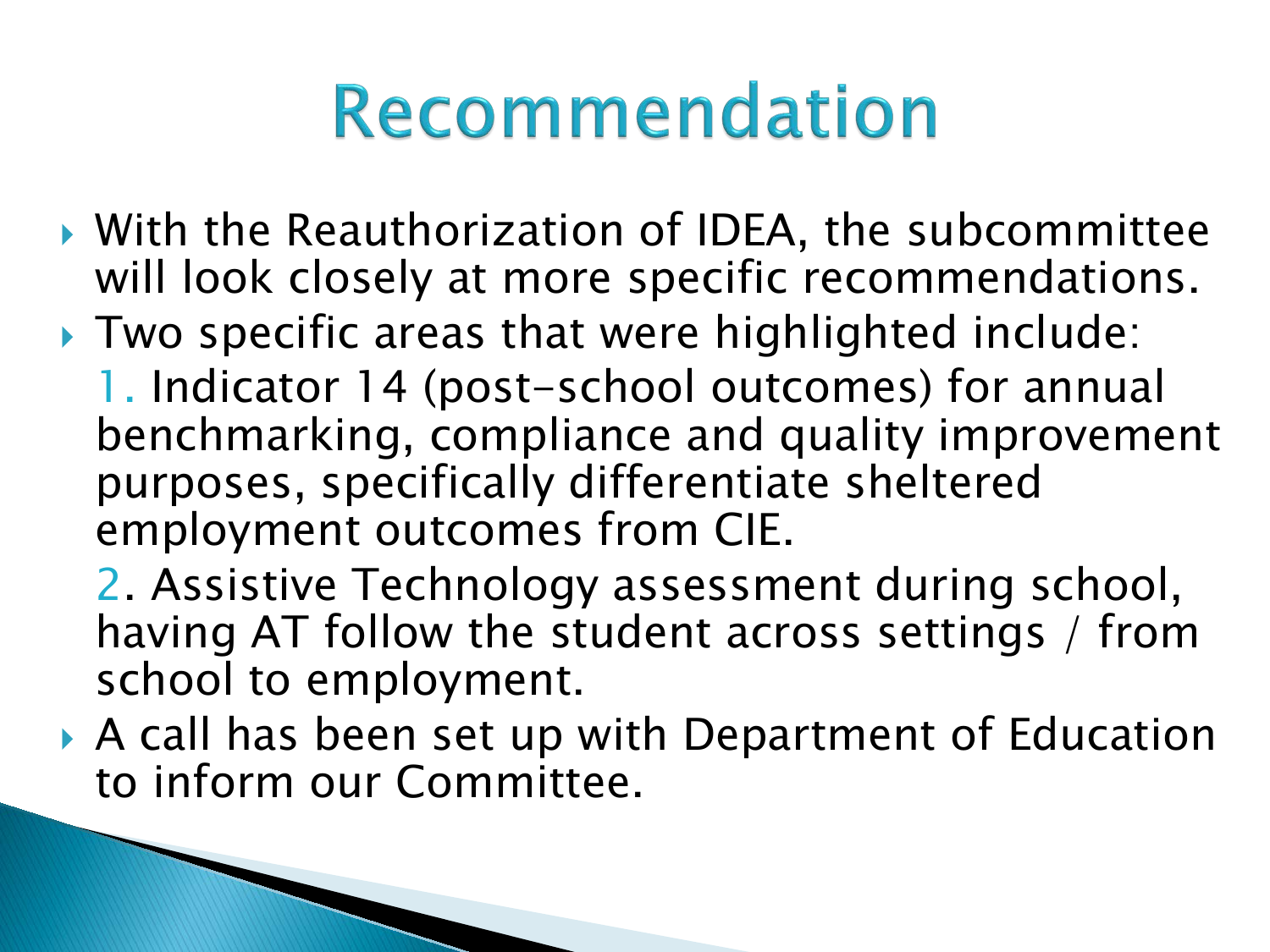# Recommendation

- With the Reauthorization of IDEA, the subcommittee will look closely at more specific recommendations.
- Two specific areas that were highlighted include:

  1. Indicator 14 (post-school outcomes) for annual benchmarking, compliance and quality improvement purposes, specifically differentiate sheltered employment outcomes from CIE.

  2. Assistive Technology assessment during school, having AT follow the student across settings / from school to employment.

- A call has been set up with Department of Education to inform our Committee.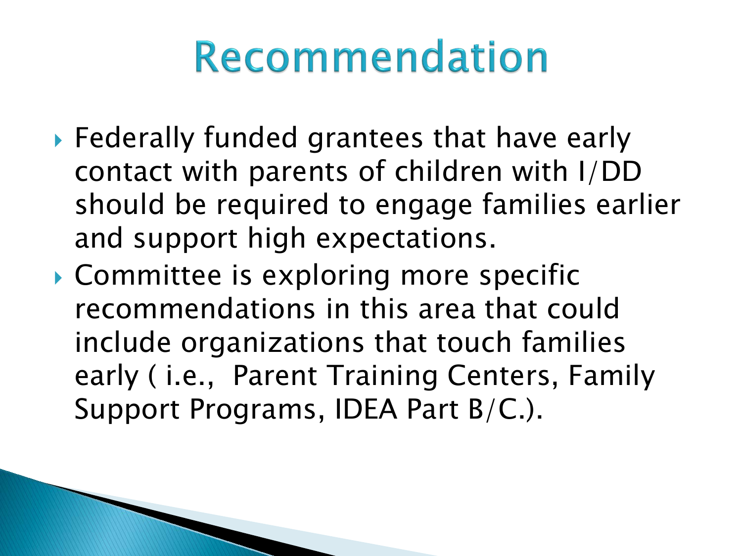# Recommendation

- Federally funded grantees that have early contact with parents of children with I/DD should be required to engage families earlier and support high expectations.
- Committee is exploring more specific recommendations in this area that could include organizations that touch families early ( i.e.,  Parent Training Centers, Family Support Programs, IDEA Part B/C.).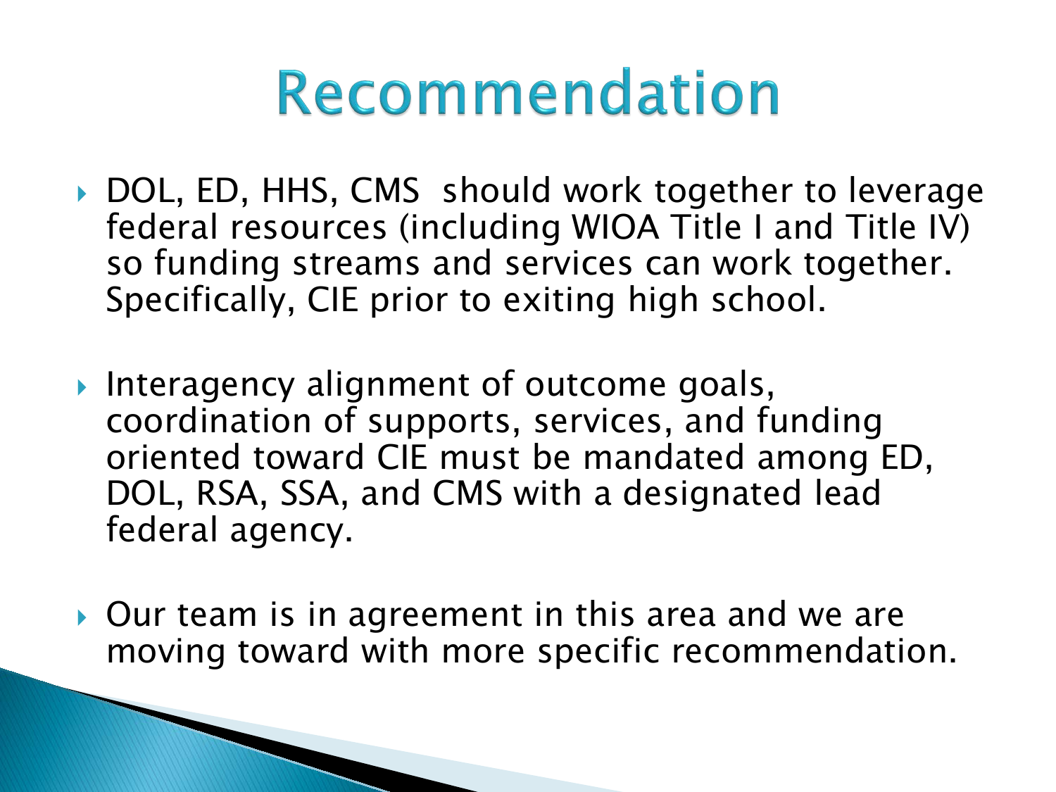# Recommendation

- DOL, ED, HHS, CMS should work together to leverage federal resources (including WIOA Title I and Title IV) so funding streams and services can work together. Specifically, CIE prior to exiting high school.
- Interagency alignment of outcome goals, coordination of supports, services, and funding oriented toward CIE must be mandated among ED, DOL, RSA, SSA, and CMS with a designated lead federal agency.
- Our team is in agreement in this area and we are moving toward with more specific recommendation.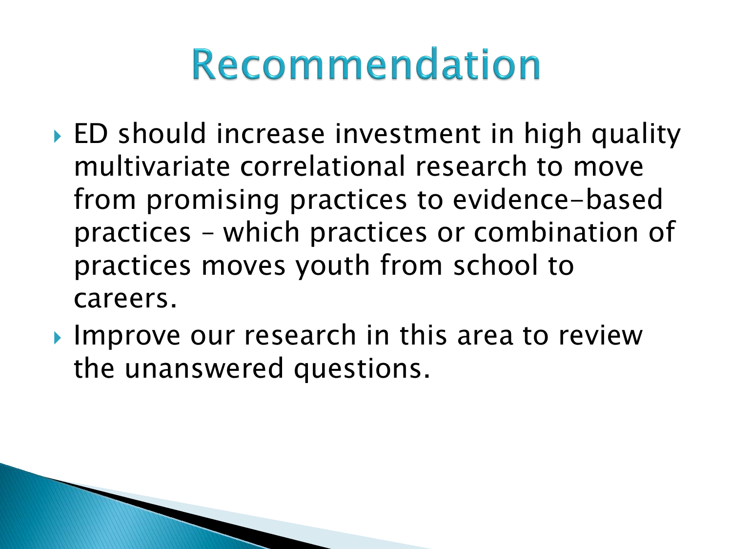# Recommendation

- ED should increase investment in high quality multivariate correlational research to move from promising practices to evidence-based practices – which practices or combination of practices moves youth from school to careers.
- Improve our research in this area to review the unanswered questions.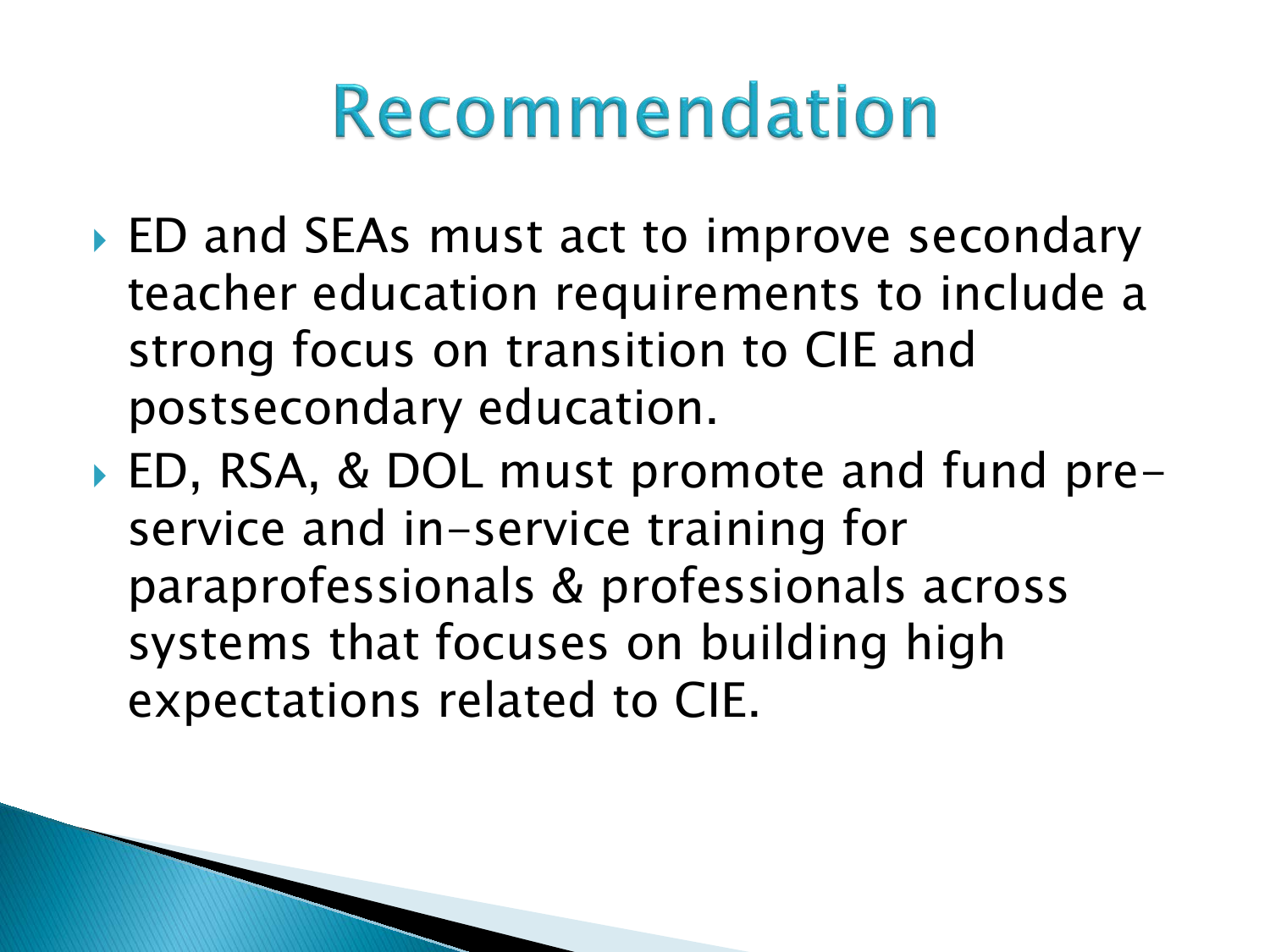# Recommendation

- ED and SEAs must act to improve secondary teacher education requirements to include a strong focus on transition to CIE and postsecondary education.
- ED, RSA, & DOL must promote and fund pre-service and in-service training for paraprofessionals & professionals across systems that focuses on building high expectations related to CIE.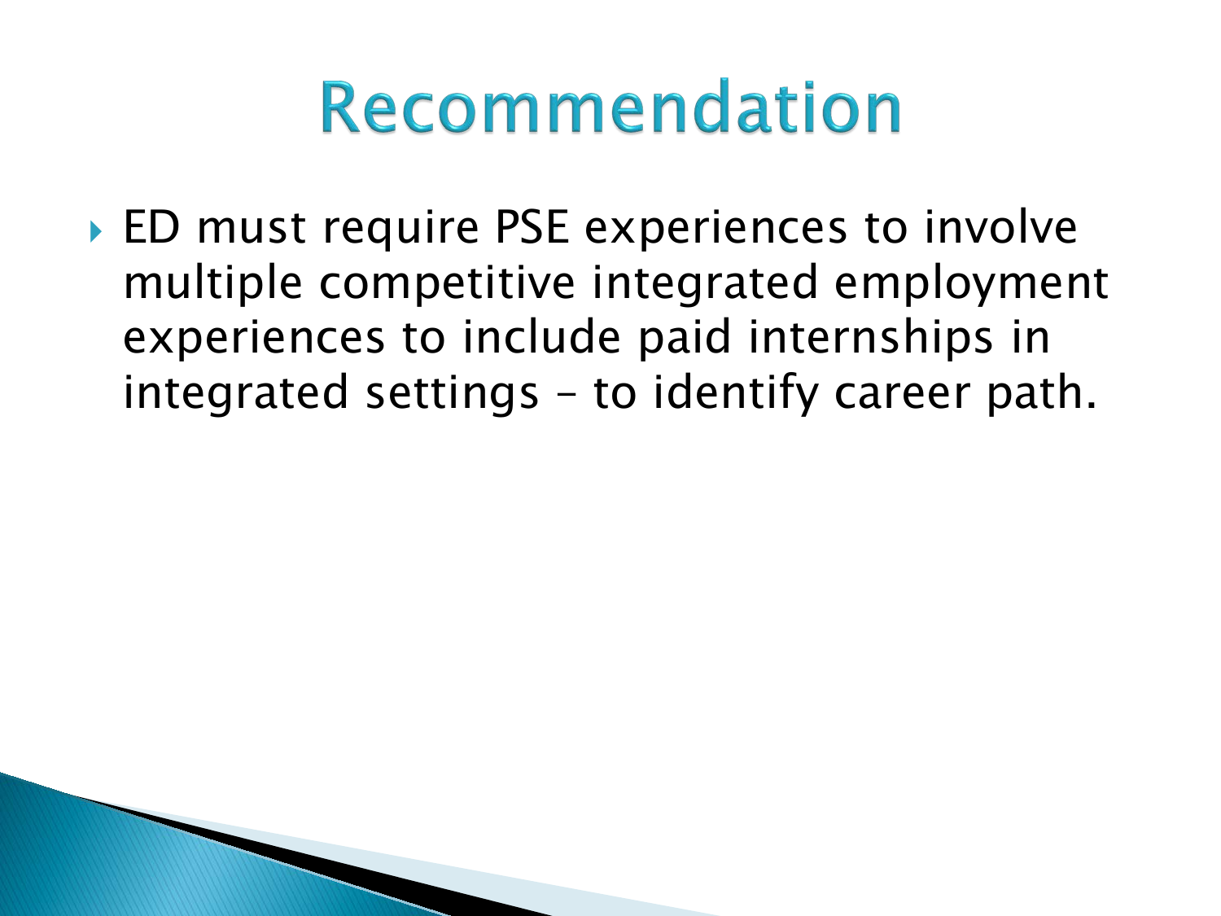# Recommendation

- ED must require PSE experiences to involve multiple competitive integrated employment experiences to include paid internships in integrated settings – to identify career path.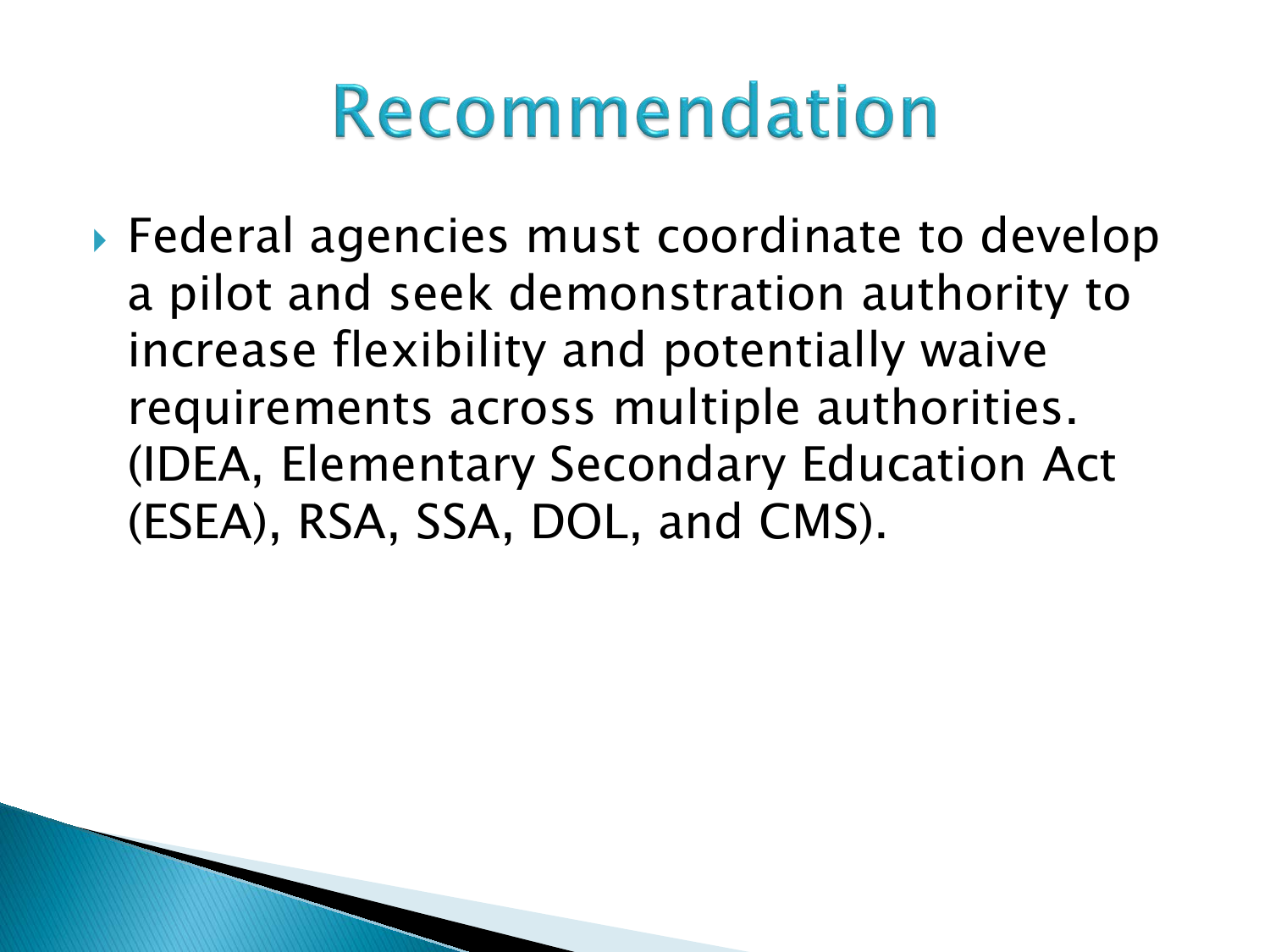# Recommendation

- Federal agencies must coordinate to develop a pilot and seek demonstration authority to increase flexibility and potentially waive requirements across multiple authorities. (IDEA, Elementary Secondary Education Act (ESEA), RSA, SSA, DOL, and CMS).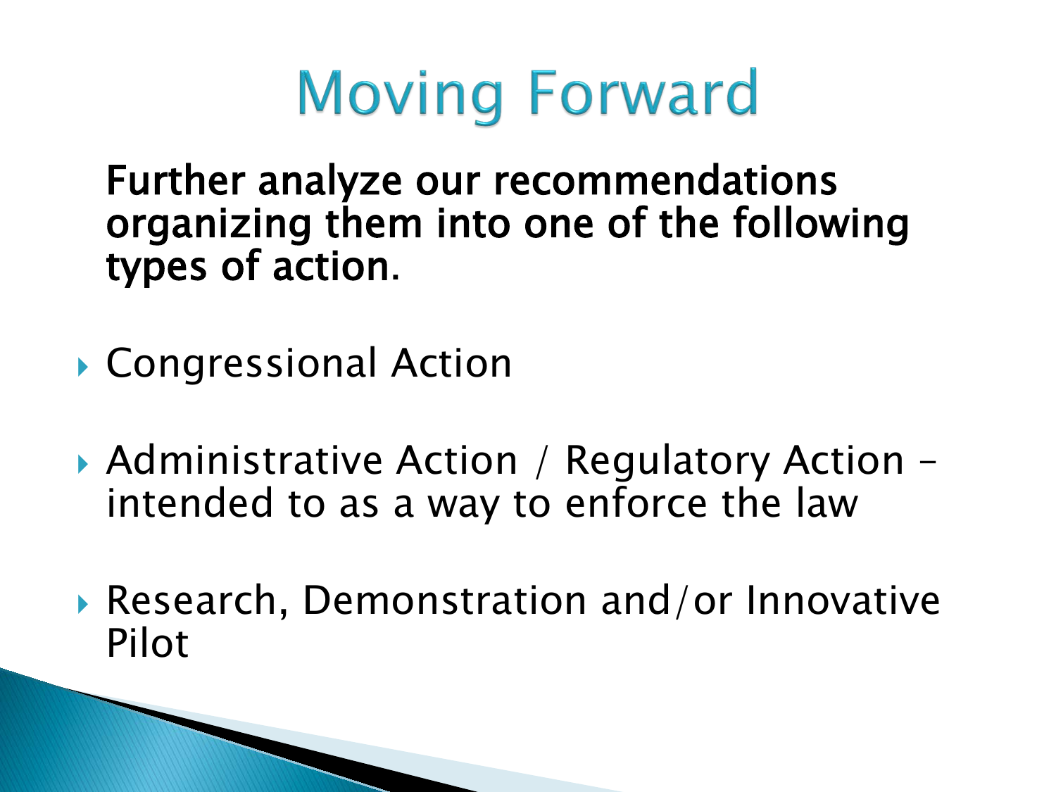# Moving Forward

**Further analyze our recommendations organizing them into one of the following types of action.**

- Congressional Action
- Administrative Action / Regulatory Action – intended to as a way to enforce the law
- Research, Demonstration and/or Innovative Pilot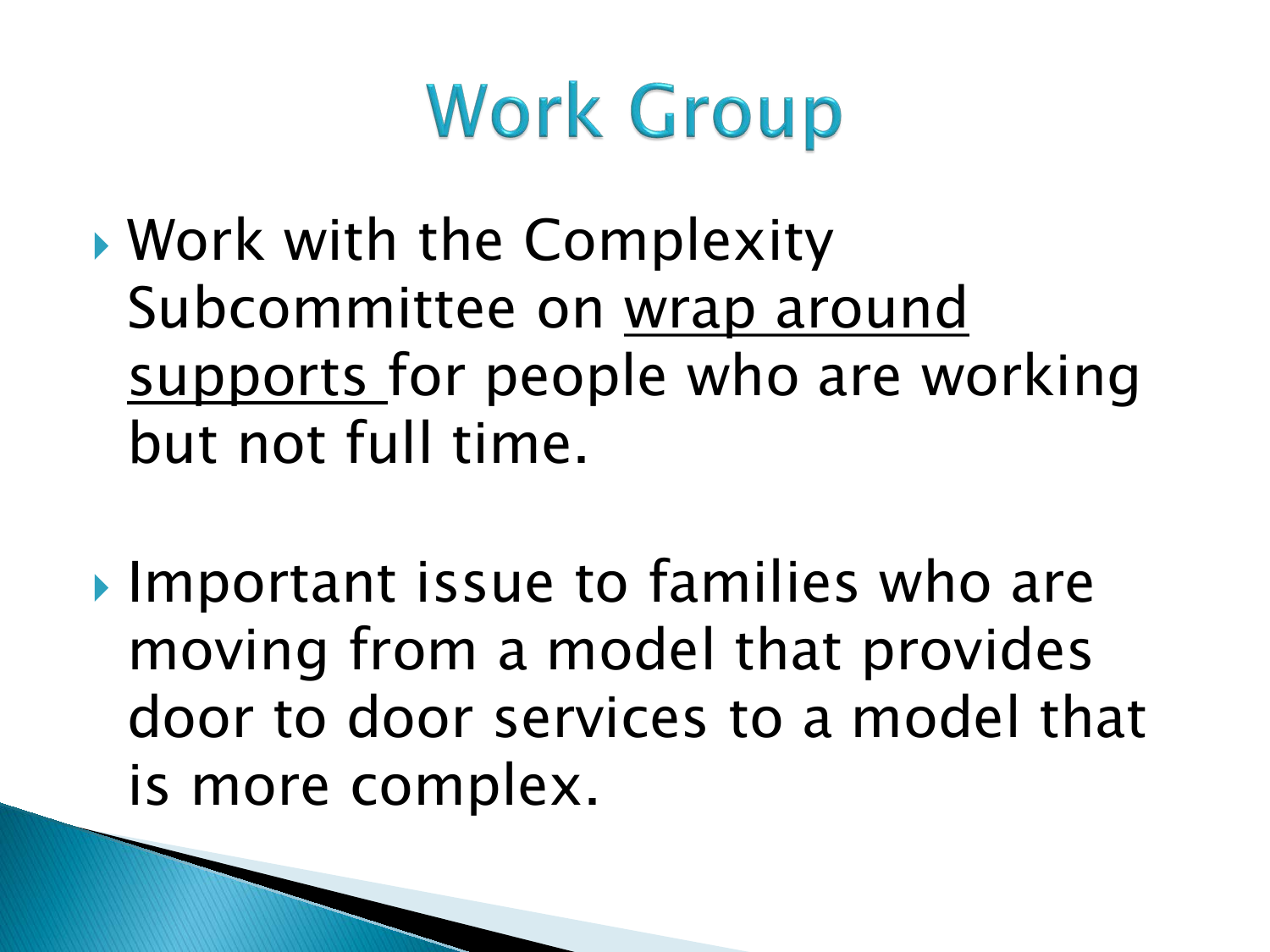# Work Group

- Work with the Complexity Subcommittee on <u>wrap around supports</u> for people who are working but not full time.

- Important issue to families who are moving from a model that provides door to door services to a model that is more complex.